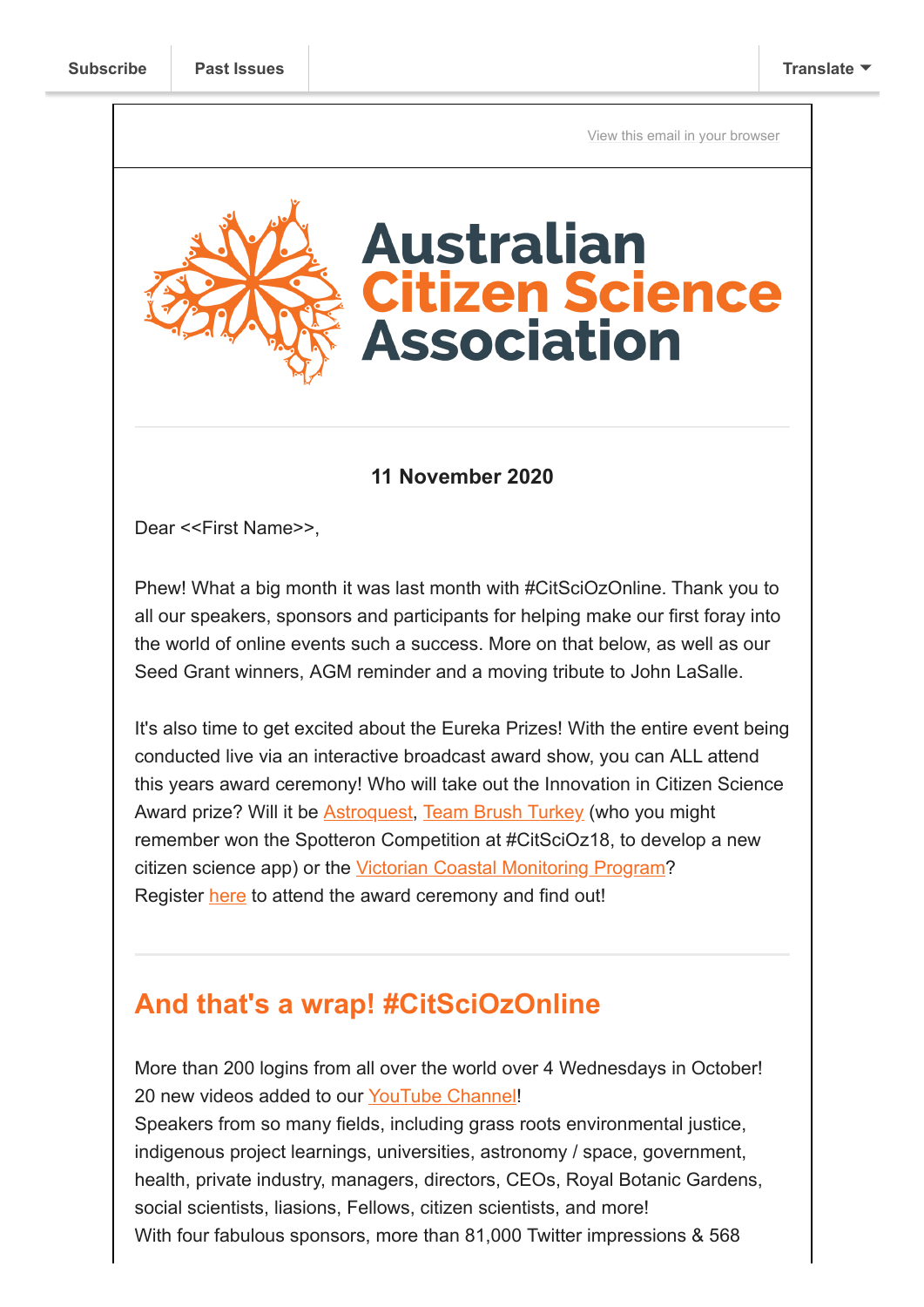Subscribe | Past Issues | Translate

View this email in your browser

# Australian Citizen Science Association

---

**11 November 2020**

Dear <<First Name>>,

Phew! What a big month it was last month with #CitSciOzOnline. Thank you to all our speakers, sponsors and participants for helping make our first foray into the world of online events such a success. More on that below, as well as our Seed Grant winners, AGM reminder and a moving tribute to John LaSalle.

It's also time to get excited about the Eureka Prizes! With the entire event being conducted live via an interactive broadcast award show, you can ALL attend this years award ceremony! Who will take out the Innovation in Citizen Science Award prize? Will it be Astroquest, Team Brush Turkey (who you might remember won the Spotteron Competition at #CitSciOz18, to develop a new citizen science app) or the Victorian Coastal Monitoring Program? Register here to attend the award ceremony and find out!

---

## And that's a wrap! #CitSciOzOnline

More than 200 logins from all over the world over 4 Wednesdays in October!
20 new videos added to our YouTube Channel!
Speakers from so many fields, including grass roots environmental justice, indigenous project learnings, universities, astronomy / space, government, health, private industry, managers, directors, CEOs, Royal Botanic Gardens, social scientists, liasions, Fellows, citizen scientists, and more!
With four fabulous sponsors, more than 81,000 Twitter impressions & 568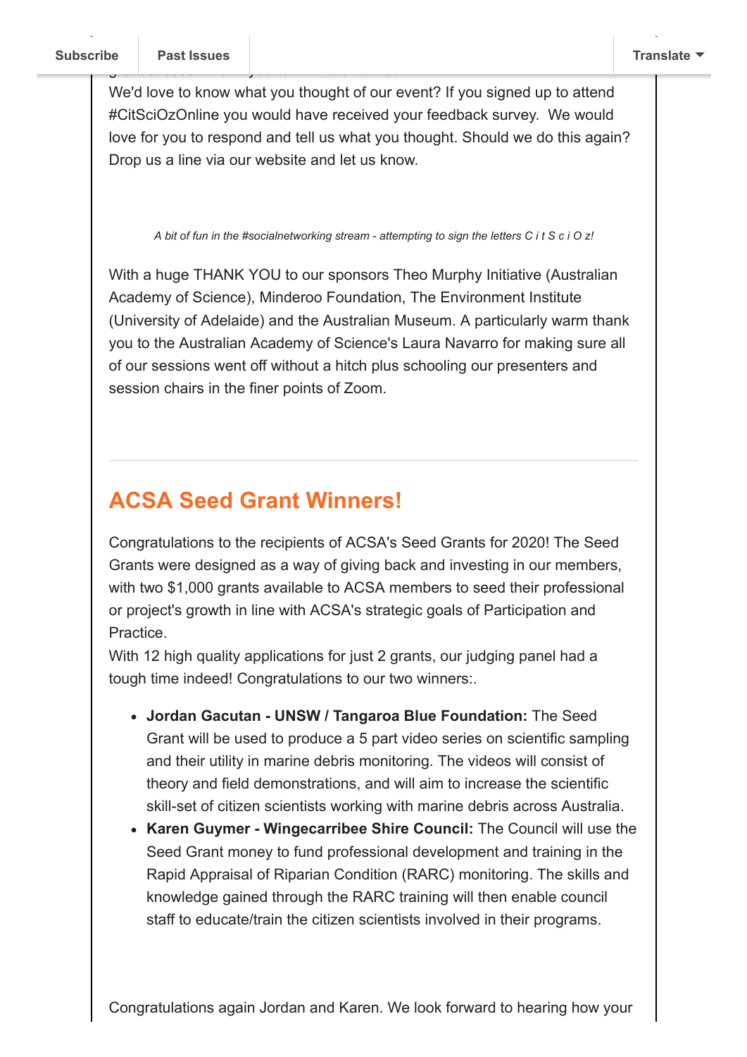We'd love to know what you thought of our event? If you signed up to attend #CitSciOzOnline you would have received your feedback survey. We would love for you to respond and tell us what you thought. Should we do this again? Drop us a line via our website and let us know.

*A bit of fun in the #socialnetworking stream - attempting to sign the letters C i t S c i O z!*

With a huge THANK YOU to our sponsors Theo Murphy Initiative (Australian Academy of Science), Minderoo Foundation, The Environment Institute (University of Adelaide) and the Australian Museum. A particularly warm thank you to the Australian Academy of Science's Laura Navarro for making sure all of our sessions went off without a hitch plus schooling our presenters and session chairs in the finer points of Zoom.

---

## ACSA Seed Grant Winners!

Congratulations to the recipients of ACSA's Seed Grants for 2020! The Seed Grants were designed as a way of giving back and investing in our members, with two $1,000 grants available to ACSA members to seed their professional or project's growth in line with ACSA's strategic goals of Participation and Practice.
With 12 high quality applications for just 2 grants, our judging panel had a tough time indeed! Congratulations to our two winners:.

- **Jordan Gacutan - UNSW / Tangaroa Blue Foundation:** The Seed Grant will be used to produce a 5 part video series on scientific sampling and their utility in marine debris monitoring. The videos will consist of theory and field demonstrations, and will aim to increase the scientific skill-set of citizen scientists working with marine debris across Australia.
- **Karen Guymer - Wingecarribee Shire Council:** The Council will use the Seed Grant money to fund professional development and training in the Rapid Appraisal of Riparian Condition (RARC) monitoring. The skills and knowledge gained through the RARC training will then enable council staff to educate/train the citizen scientists involved in their programs.

Congratulations again Jordan and Karen. We look forward to hearing how your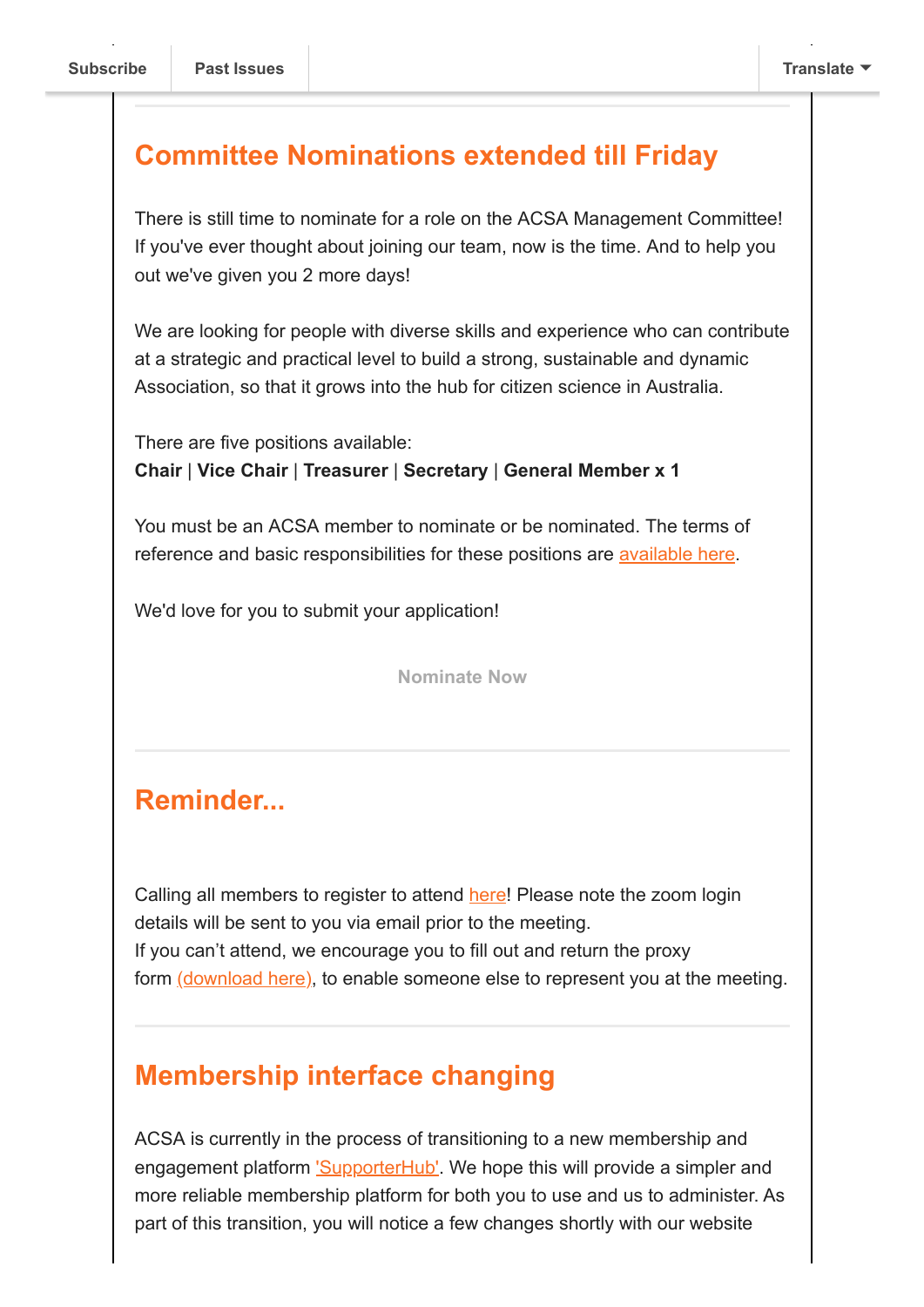## Committee Nominations extended till Friday

There is still time to nominate for a role on the ACSA Management Committee! If you've ever thought about joining our team, now is the time. And to help you out we've given you 2 more days!

We are looking for people with diverse skills and experience who can contribute at a strategic and practical level to build a strong, sustainable and dynamic Association, so that it grows into the hub for citizen science in Australia.

There are five positions available:
**Chair** | **Vice Chair** | **Treasurer** | **Secretary** | **General Member x 1**

You must be an ACSA member to nominate or be nominated. The terms of reference and basic responsibilities for these positions are available here.

We'd love for you to submit your application!

Nominate Now

## Reminder...

Calling all members to register to attend here! Please note the zoom login details will be sent to you via email prior to the meeting.
If you can't attend, we encourage you to fill out and return the proxy form (download here), to enable someone else to represent you at the meeting.

## Membership interface changing

ACSA is currently in the process of transitioning to a new membership and engagement platform 'SupporterHub'. We hope this will provide a simpler and more reliable membership platform for both you to use and us to administer. As part of this transition, you will notice a few changes shortly with our website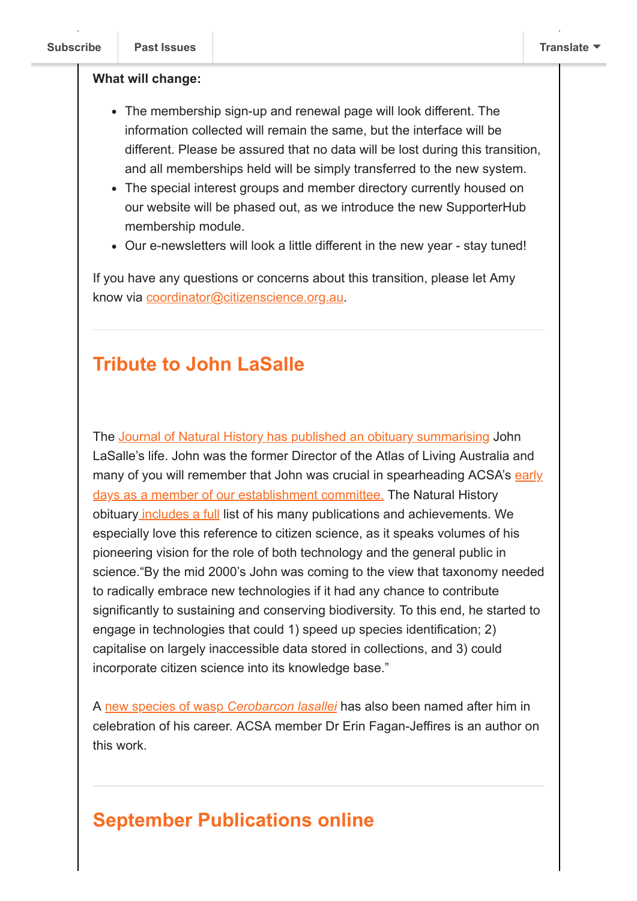**What will change:**

- The membership sign-up and renewal page will look different. The information collected will remain the same, but the interface will be different. Please be assured that no data will be lost during this transition, and all memberships held will be simply transferred to the new system.
- The special interest groups and member directory currently housed on our website will be phased out, as we introduce the new SupporterHub membership module.
- Our e-newsletters will look a little different in the new year - stay tuned!

If you have any questions or concerns about this transition, please let Amy know via coordinator@citizenscience.org.au.

## Tribute to John LaSalle

The Journal of Natural History has published an obituary summarising John LaSalle's life. John was the former Director of the Atlas of Living Australia and many of you will remember that John was crucial in spearheading ACSA's early days as a member of our establishment committee. The Natural History obituary includes a full list of his many publications and achievements. We especially love this reference to citizen science, as it speaks volumes of his pioneering vision for the role of both technology and the general public in science."By the mid 2000's John was coming to the view that taxonomy needed to radically embrace new technologies if it had any chance to contribute significantly to sustaining and conserving biodiversity. To this end, he started to engage in technologies that could 1) speed up species identification; 2) capitalise on largely inaccessible data stored in collections, and 3) could incorporate citizen science into its knowledge base."

A new species of wasp *Cerobarcon lasallei* has also been named after him in celebration of his career. ACSA member Dr Erin Fagan-Jeffires is an author on this work.

## September Publications online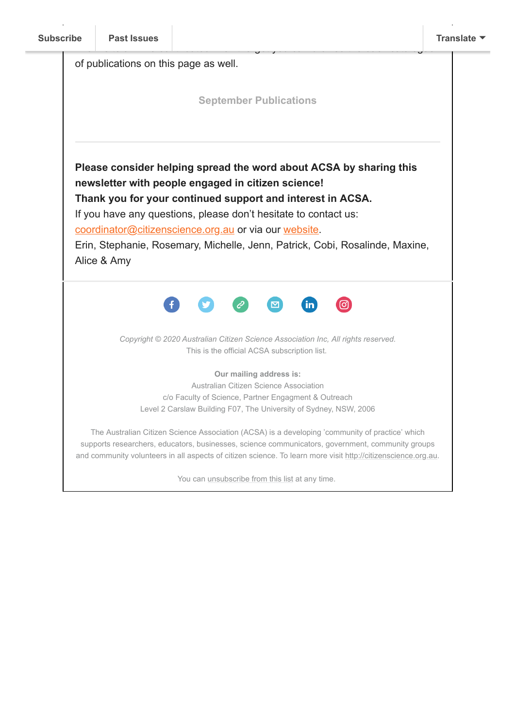of publications on this page as well.

September Publications

---

**Please consider helping spread the word about ACSA by sharing this newsletter with people engaged in citizen science!**
**Thank you for your continued support and interest in ACSA.**
If you have any questions, please don't hesitate to contact us:
coordinator@citizenscience.org.au or via our website.
Erin, Stephanie, Rosemary, Michelle, Jenn, Patrick, Cobi, Rosalinde, Maxine, Alice & Amy

*Copyright © 2020 Australian Citizen Science Association Inc, All rights reserved.*
This is the official ACSA subscription list.

**Our mailing address is:**
Australian Citizen Science Association
c/o Faculty of Science, Partner Engagment & Outreach
Level 2 Carslaw Building F07, The University of Sydney, NSW, 2006

The Australian Citizen Science Association (ACSA) is a developing 'community of practice' which supports researchers, educators, businesses, science communicators, government, community groups and community volunteers in all aspects of citizen science. To learn more visit http://citizenscience.org.au.

You can unsubscribe from this list at any time.